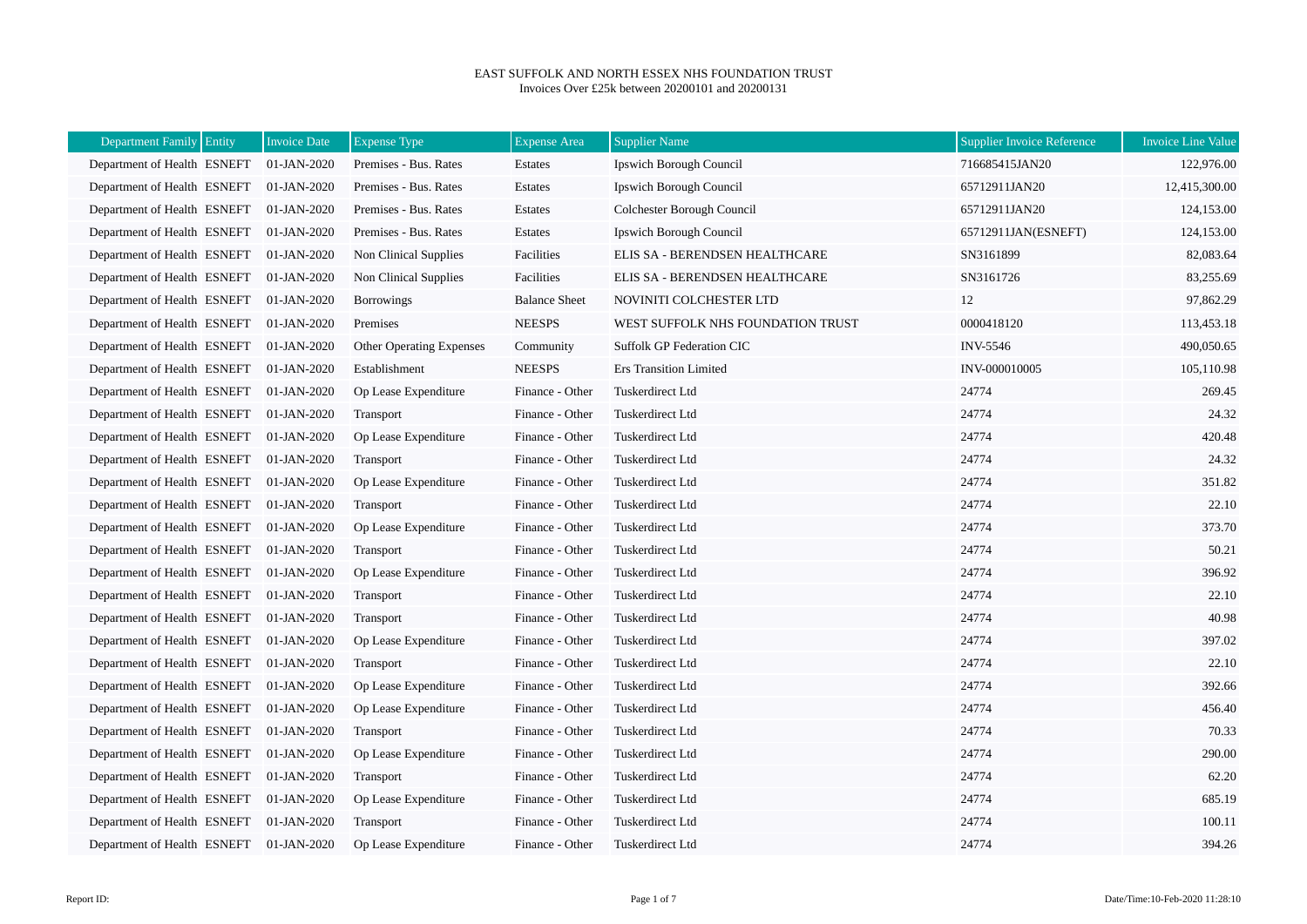# EAST SUFFOLK AND NORTH ESSEX NHS FOUNDATION TRUST

Invoices Over £25k between 20200101 and 20200131

| Department Family | Entity | Invoice Date | Expense Type | Expense Area | Supplier Name | Supplier Invoice Reference | Invoice Line Value |
|---|---|---|---|---|---|---|---|
| Department of Health | ESNEFT | 01-JAN-2020 | Premises - Bus. Rates | Estates | Ipswich Borough Council | 716685415JAN20 | 122,976.00 |
| Department of Health | ESNEFT | 01-JAN-2020 | Premises - Bus. Rates | Estates | Ipswich Borough Council | 65712911JAN20 | 12,415,300.00 |
| Department of Health | ESNEFT | 01-JAN-2020 | Premises - Bus. Rates | Estates | Colchester Borough Council | 65712911JAN20 | 124,153.00 |
| Department of Health | ESNEFT | 01-JAN-2020 | Premises - Bus. Rates | Estates | Ipswich Borough Council | 65712911JAN(ESNEFT) | 124,153.00 |
| Department of Health | ESNEFT | 01-JAN-2020 | Non Clinical Supplies | Facilities | ELIS SA - BERENDSEN HEALTHCARE | SN3161899 | 82,083.64 |
| Department of Health | ESNEFT | 01-JAN-2020 | Non Clinical Supplies | Facilities | ELIS SA - BERENDSEN HEALTHCARE | SN3161726 | 83,255.69 |
| Department of Health | ESNEFT | 01-JAN-2020 | Borrowings | Balance Sheet | NOVINITI COLCHESTER LTD | 12 | 97,862.29 |
| Department of Health | ESNEFT | 01-JAN-2020 | Premises | NEESPS | WEST SUFFOLK NHS FOUNDATION TRUST | 0000418120 | 113,453.18 |
| Department of Health | ESNEFT | 01-JAN-2020 | Other Operating Expenses | Community | Suffolk GP Federation CIC | INV-5546 | 490,050.65 |
| Department of Health | ESNEFT | 01-JAN-2020 | Establishment | NEESPS | Ers Transition Limited | INV-000010005 | 105,110.98 |
| Department of Health | ESNEFT | 01-JAN-2020 | Op Lease Expenditure | Finance - Other | Tuskerdirect Ltd | 24774 | 269.45 |
| Department of Health | ESNEFT | 01-JAN-2020 | Transport | Finance - Other | Tuskerdirect Ltd | 24774 | 24.32 |
| Department of Health | ESNEFT | 01-JAN-2020 | Op Lease Expenditure | Finance - Other | Tuskerdirect Ltd | 24774 | 420.48 |
| Department of Health | ESNEFT | 01-JAN-2020 | Transport | Finance - Other | Tuskerdirect Ltd | 24774 | 24.32 |
| Department of Health | ESNEFT | 01-JAN-2020 | Op Lease Expenditure | Finance - Other | Tuskerdirect Ltd | 24774 | 351.82 |
| Department of Health | ESNEFT | 01-JAN-2020 | Transport | Finance - Other | Tuskerdirect Ltd | 24774 | 22.10 |
| Department of Health | ESNEFT | 01-JAN-2020 | Op Lease Expenditure | Finance - Other | Tuskerdirect Ltd | 24774 | 373.70 |
| Department of Health | ESNEFT | 01-JAN-2020 | Transport | Finance - Other | Tuskerdirect Ltd | 24774 | 50.21 |
| Department of Health | ESNEFT | 01-JAN-2020 | Op Lease Expenditure | Finance - Other | Tuskerdirect Ltd | 24774 | 396.92 |
| Department of Health | ESNEFT | 01-JAN-2020 | Transport | Finance - Other | Tuskerdirect Ltd | 24774 | 22.10 |
| Department of Health | ESNEFT | 01-JAN-2020 | Transport | Finance - Other | Tuskerdirect Ltd | 24774 | 40.98 |
| Department of Health | ESNEFT | 01-JAN-2020 | Op Lease Expenditure | Finance - Other | Tuskerdirect Ltd | 24774 | 397.02 |
| Department of Health | ESNEFT | 01-JAN-2020 | Transport | Finance - Other | Tuskerdirect Ltd | 24774 | 22.10 |
| Department of Health | ESNEFT | 01-JAN-2020 | Op Lease Expenditure | Finance - Other | Tuskerdirect Ltd | 24774 | 392.66 |
| Department of Health | ESNEFT | 01-JAN-2020 | Op Lease Expenditure | Finance - Other | Tuskerdirect Ltd | 24774 | 456.40 |
| Department of Health | ESNEFT | 01-JAN-2020 | Transport | Finance - Other | Tuskerdirect Ltd | 24774 | 70.33 |
| Department of Health | ESNEFT | 01-JAN-2020 | Op Lease Expenditure | Finance - Other | Tuskerdirect Ltd | 24774 | 290.00 |
| Department of Health | ESNEFT | 01-JAN-2020 | Transport | Finance - Other | Tuskerdirect Ltd | 24774 | 62.20 |
| Department of Health | ESNEFT | 01-JAN-2020 | Op Lease Expenditure | Finance - Other | Tuskerdirect Ltd | 24774 | 685.19 |
| Department of Health | ESNEFT | 01-JAN-2020 | Transport | Finance - Other | Tuskerdirect Ltd | 24774 | 100.11 |
| Department of Health | ESNEFT | 01-JAN-2020 | Op Lease Expenditure | Finance - Other | Tuskerdirect Ltd | 24774 | 394.26 |

Report ID:

Date/Time:10-Feb-2020 11:28:10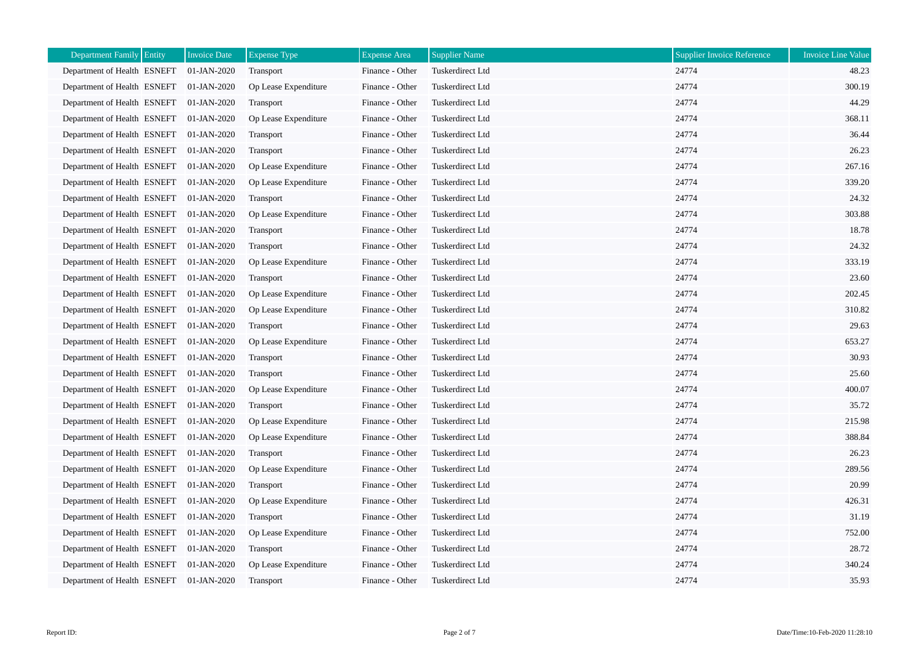| Department Family | Entity | Invoice Date | Expense Type | Expense Area | Supplier Name | Supplier Invoice Reference | Invoice Line Value |
|---|---|---|---|---|---|---|---|
| Department of Health | ESNEFT | 01-JAN-2020 | Transport | Finance - Other | Tuskerdirect Ltd | 24774 | 48.23 |
| Department of Health | ESNEFT | 01-JAN-2020 | Op Lease Expenditure | Finance - Other | Tuskerdirect Ltd | 24774 | 300.19 |
| Department of Health | ESNEFT | 01-JAN-2020 | Transport | Finance - Other | Tuskerdirect Ltd | 24774 | 44.29 |
| Department of Health | ESNEFT | 01-JAN-2020 | Op Lease Expenditure | Finance - Other | Tuskerdirect Ltd | 24774 | 368.11 |
| Department of Health | ESNEFT | 01-JAN-2020 | Transport | Finance - Other | Tuskerdirect Ltd | 24774 | 36.44 |
| Department of Health | ESNEFT | 01-JAN-2020 | Transport | Finance - Other | Tuskerdirect Ltd | 24774 | 26.23 |
| Department of Health | ESNEFT | 01-JAN-2020 | Op Lease Expenditure | Finance - Other | Tuskerdirect Ltd | 24774 | 267.16 |
| Department of Health | ESNEFT | 01-JAN-2020 | Op Lease Expenditure | Finance - Other | Tuskerdirect Ltd | 24774 | 339.20 |
| Department of Health | ESNEFT | 01-JAN-2020 | Transport | Finance - Other | Tuskerdirect Ltd | 24774 | 24.32 |
| Department of Health | ESNEFT | 01-JAN-2020 | Op Lease Expenditure | Finance - Other | Tuskerdirect Ltd | 24774 | 303.88 |
| Department of Health | ESNEFT | 01-JAN-2020 | Transport | Finance - Other | Tuskerdirect Ltd | 24774 | 18.78 |
| Department of Health | ESNEFT | 01-JAN-2020 | Transport | Finance - Other | Tuskerdirect Ltd | 24774 | 24.32 |
| Department of Health | ESNEFT | 01-JAN-2020 | Op Lease Expenditure | Finance - Other | Tuskerdirect Ltd | 24774 | 333.19 |
| Department of Health | ESNEFT | 01-JAN-2020 | Transport | Finance - Other | Tuskerdirect Ltd | 24774 | 23.60 |
| Department of Health | ESNEFT | 01-JAN-2020 | Op Lease Expenditure | Finance - Other | Tuskerdirect Ltd | 24774 | 202.45 |
| Department of Health | ESNEFT | 01-JAN-2020 | Op Lease Expenditure | Finance - Other | Tuskerdirect Ltd | 24774 | 310.82 |
| Department of Health | ESNEFT | 01-JAN-2020 | Transport | Finance - Other | Tuskerdirect Ltd | 24774 | 29.63 |
| Department of Health | ESNEFT | 01-JAN-2020 | Op Lease Expenditure | Finance - Other | Tuskerdirect Ltd | 24774 | 653.27 |
| Department of Health | ESNEFT | 01-JAN-2020 | Transport | Finance - Other | Tuskerdirect Ltd | 24774 | 30.93 |
| Department of Health | ESNEFT | 01-JAN-2020 | Transport | Finance - Other | Tuskerdirect Ltd | 24774 | 25.60 |
| Department of Health | ESNEFT | 01-JAN-2020 | Op Lease Expenditure | Finance - Other | Tuskerdirect Ltd | 24774 | 400.07 |
| Department of Health | ESNEFT | 01-JAN-2020 | Transport | Finance - Other | Tuskerdirect Ltd | 24774 | 35.72 |
| Department of Health | ESNEFT | 01-JAN-2020 | Op Lease Expenditure | Finance - Other | Tuskerdirect Ltd | 24774 | 215.98 |
| Department of Health | ESNEFT | 01-JAN-2020 | Op Lease Expenditure | Finance - Other | Tuskerdirect Ltd | 24774 | 388.84 |
| Department of Health | ESNEFT | 01-JAN-2020 | Transport | Finance - Other | Tuskerdirect Ltd | 24774 | 26.23 |
| Department of Health | ESNEFT | 01-JAN-2020 | Op Lease Expenditure | Finance - Other | Tuskerdirect Ltd | 24774 | 289.56 |
| Department of Health | ESNEFT | 01-JAN-2020 | Transport | Finance - Other | Tuskerdirect Ltd | 24774 | 20.99 |
| Department of Health | ESNEFT | 01-JAN-2020 | Op Lease Expenditure | Finance - Other | Tuskerdirect Ltd | 24774 | 426.31 |
| Department of Health | ESNEFT | 01-JAN-2020 | Transport | Finance - Other | Tuskerdirect Ltd | 24774 | 31.19 |
| Department of Health | ESNEFT | 01-JAN-2020 | Op Lease Expenditure | Finance - Other | Tuskerdirect Ltd | 24774 | 752.00 |
| Department of Health | ESNEFT | 01-JAN-2020 | Transport | Finance - Other | Tuskerdirect Ltd | 24774 | 28.72 |
| Department of Health | ESNEFT | 01-JAN-2020 | Op Lease Expenditure | Finance - Other | Tuskerdirect Ltd | 24774 | 340.24 |
| Department of Health | ESNEFT | 01-JAN-2020 | Transport | Finance - Other | Tuskerdirect Ltd | 24774 | 35.93 |

Report ID:

Date/Time:10-Feb-2020 11:28:10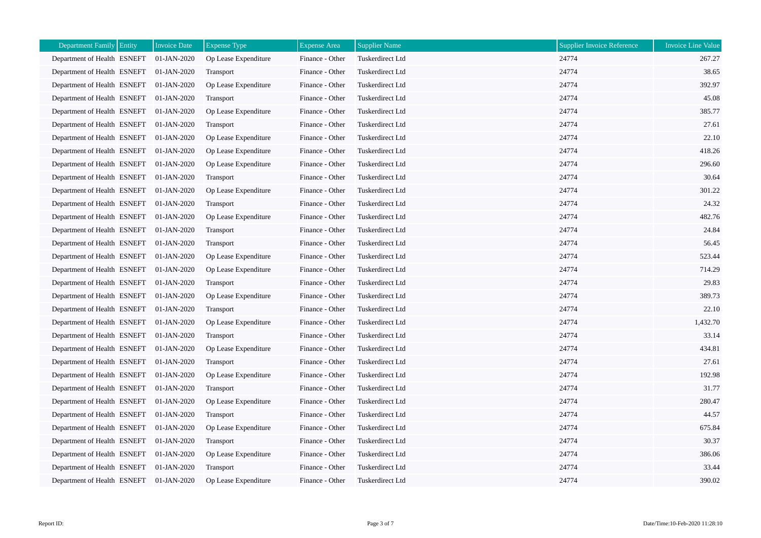| Department Family | Entity | Invoice Date | Expense Type | Expense Area | Supplier Name | Supplier Invoice Reference | Invoice Line Value |
|---|---|---|---|---|---|---|---|
| Department of Health | ESNEFT | 01-JAN-2020 | Op Lease Expenditure | Finance - Other | Tuskerdirect Ltd | 24774 | 267.27 |
| Department of Health | ESNEFT | 01-JAN-2020 | Transport | Finance - Other | Tuskerdirect Ltd | 24774 | 38.65 |
| Department of Health | ESNEFT | 01-JAN-2020 | Op Lease Expenditure | Finance - Other | Tuskerdirect Ltd | 24774 | 392.97 |
| Department of Health | ESNEFT | 01-JAN-2020 | Transport | Finance - Other | Tuskerdirect Ltd | 24774 | 45.08 |
| Department of Health | ESNEFT | 01-JAN-2020 | Op Lease Expenditure | Finance - Other | Tuskerdirect Ltd | 24774 | 385.77 |
| Department of Health | ESNEFT | 01-JAN-2020 | Transport | Finance - Other | Tuskerdirect Ltd | 24774 | 27.61 |
| Department of Health | ESNEFT | 01-JAN-2020 | Op Lease Expenditure | Finance - Other | Tuskerdirect Ltd | 24774 | 22.10 |
| Department of Health | ESNEFT | 01-JAN-2020 | Op Lease Expenditure | Finance - Other | Tuskerdirect Ltd | 24774 | 418.26 |
| Department of Health | ESNEFT | 01-JAN-2020 | Op Lease Expenditure | Finance - Other | Tuskerdirect Ltd | 24774 | 296.60 |
| Department of Health | ESNEFT | 01-JAN-2020 | Transport | Finance - Other | Tuskerdirect Ltd | 24774 | 30.64 |
| Department of Health | ESNEFT | 01-JAN-2020 | Op Lease Expenditure | Finance - Other | Tuskerdirect Ltd | 24774 | 301.22 |
| Department of Health | ESNEFT | 01-JAN-2020 | Transport | Finance - Other | Tuskerdirect Ltd | 24774 | 24.32 |
| Department of Health | ESNEFT | 01-JAN-2020 | Op Lease Expenditure | Finance - Other | Tuskerdirect Ltd | 24774 | 482.76 |
| Department of Health | ESNEFT | 01-JAN-2020 | Transport | Finance - Other | Tuskerdirect Ltd | 24774 | 24.84 |
| Department of Health | ESNEFT | 01-JAN-2020 | Transport | Finance - Other | Tuskerdirect Ltd | 24774 | 56.45 |
| Department of Health | ESNEFT | 01-JAN-2020 | Op Lease Expenditure | Finance - Other | Tuskerdirect Ltd | 24774 | 523.44 |
| Department of Health | ESNEFT | 01-JAN-2020 | Op Lease Expenditure | Finance - Other | Tuskerdirect Ltd | 24774 | 714.29 |
| Department of Health | ESNEFT | 01-JAN-2020 | Transport | Finance - Other | Tuskerdirect Ltd | 24774 | 29.83 |
| Department of Health | ESNEFT | 01-JAN-2020 | Op Lease Expenditure | Finance - Other | Tuskerdirect Ltd | 24774 | 389.73 |
| Department of Health | ESNEFT | 01-JAN-2020 | Transport | Finance - Other | Tuskerdirect Ltd | 24774 | 22.10 |
| Department of Health | ESNEFT | 01-JAN-2020 | Op Lease Expenditure | Finance - Other | Tuskerdirect Ltd | 24774 | 1,432.70 |
| Department of Health | ESNEFT | 01-JAN-2020 | Transport | Finance - Other | Tuskerdirect Ltd | 24774 | 33.14 |
| Department of Health | ESNEFT | 01-JAN-2020 | Op Lease Expenditure | Finance - Other | Tuskerdirect Ltd | 24774 | 434.81 |
| Department of Health | ESNEFT | 01-JAN-2020 | Transport | Finance - Other | Tuskerdirect Ltd | 24774 | 27.61 |
| Department of Health | ESNEFT | 01-JAN-2020 | Op Lease Expenditure | Finance - Other | Tuskerdirect Ltd | 24774 | 192.98 |
| Department of Health | ESNEFT | 01-JAN-2020 | Transport | Finance - Other | Tuskerdirect Ltd | 24774 | 31.77 |
| Department of Health | ESNEFT | 01-JAN-2020 | Op Lease Expenditure | Finance - Other | Tuskerdirect Ltd | 24774 | 280.47 |
| Department of Health | ESNEFT | 01-JAN-2020 | Transport | Finance - Other | Tuskerdirect Ltd | 24774 | 44.57 |
| Department of Health | ESNEFT | 01-JAN-2020 | Op Lease Expenditure | Finance - Other | Tuskerdirect Ltd | 24774 | 675.84 |
| Department of Health | ESNEFT | 01-JAN-2020 | Transport | Finance - Other | Tuskerdirect Ltd | 24774 | 30.37 |
| Department of Health | ESNEFT | 01-JAN-2020 | Op Lease Expenditure | Finance - Other | Tuskerdirect Ltd | 24774 | 386.06 |
| Department of Health | ESNEFT | 01-JAN-2020 | Transport | Finance - Other | Tuskerdirect Ltd | 24774 | 33.44 |
| Department of Health | ESNEFT | 01-JAN-2020 | Op Lease Expenditure | Finance - Other | Tuskerdirect Ltd | 24774 | 390.02 |

Report ID: Date/Time:10-Feb-2020 11:28:10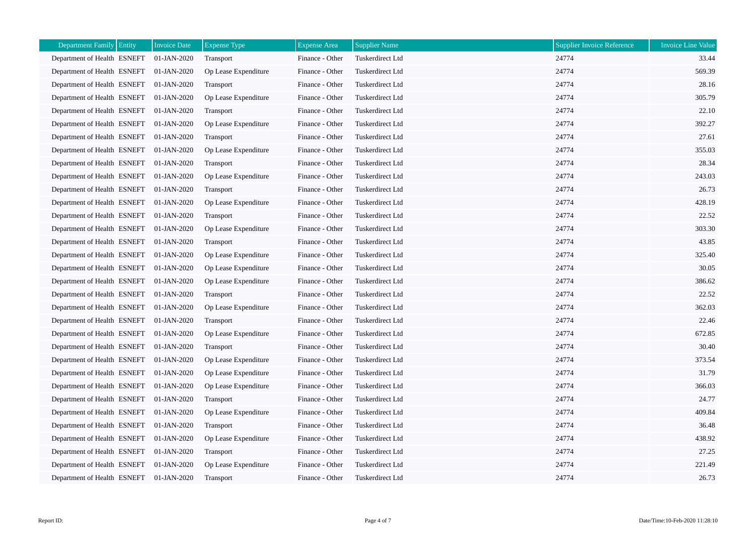| Department Family | Entity | Invoice Date | Expense Type | Expense Area | Supplier Name | Supplier Invoice Reference | Invoice Line Value |
|---|---|---|---|---|---|---|---|
| Department of Health | ESNEFT | 01-JAN-2020 | Transport | Finance - Other | Tuskerdirect Ltd | 24774 | 33.44 |
| Department of Health | ESNEFT | 01-JAN-2020 | Op Lease Expenditure | Finance - Other | Tuskerdirect Ltd | 24774 | 569.39 |
| Department of Health | ESNEFT | 01-JAN-2020 | Transport | Finance - Other | Tuskerdirect Ltd | 24774 | 28.16 |
| Department of Health | ESNEFT | 01-JAN-2020 | Op Lease Expenditure | Finance - Other | Tuskerdirect Ltd | 24774 | 305.79 |
| Department of Health | ESNEFT | 01-JAN-2020 | Transport | Finance - Other | Tuskerdirect Ltd | 24774 | 22.10 |
| Department of Health | ESNEFT | 01-JAN-2020 | Op Lease Expenditure | Finance - Other | Tuskerdirect Ltd | 24774 | 392.27 |
| Department of Health | ESNEFT | 01-JAN-2020 | Transport | Finance - Other | Tuskerdirect Ltd | 24774 | 27.61 |
| Department of Health | ESNEFT | 01-JAN-2020 | Op Lease Expenditure | Finance - Other | Tuskerdirect Ltd | 24774 | 355.03 |
| Department of Health | ESNEFT | 01-JAN-2020 | Transport | Finance - Other | Tuskerdirect Ltd | 24774 | 28.34 |
| Department of Health | ESNEFT | 01-JAN-2020 | Op Lease Expenditure | Finance - Other | Tuskerdirect Ltd | 24774 | 243.03 |
| Department of Health | ESNEFT | 01-JAN-2020 | Transport | Finance - Other | Tuskerdirect Ltd | 24774 | 26.73 |
| Department of Health | ESNEFT | 01-JAN-2020 | Op Lease Expenditure | Finance - Other | Tuskerdirect Ltd | 24774 | 428.19 |
| Department of Health | ESNEFT | 01-JAN-2020 | Transport | Finance - Other | Tuskerdirect Ltd | 24774 | 22.52 |
| Department of Health | ESNEFT | 01-JAN-2020 | Op Lease Expenditure | Finance - Other | Tuskerdirect Ltd | 24774 | 303.30 |
| Department of Health | ESNEFT | 01-JAN-2020 | Transport | Finance - Other | Tuskerdirect Ltd | 24774 | 43.85 |
| Department of Health | ESNEFT | 01-JAN-2020 | Op Lease Expenditure | Finance - Other | Tuskerdirect Ltd | 24774 | 325.40 |
| Department of Health | ESNEFT | 01-JAN-2020 | Op Lease Expenditure | Finance - Other | Tuskerdirect Ltd | 24774 | 30.05 |
| Department of Health | ESNEFT | 01-JAN-2020 | Op Lease Expenditure | Finance - Other | Tuskerdirect Ltd | 24774 | 386.62 |
| Department of Health | ESNEFT | 01-JAN-2020 | Transport | Finance - Other | Tuskerdirect Ltd | 24774 | 22.52 |
| Department of Health | ESNEFT | 01-JAN-2020 | Op Lease Expenditure | Finance - Other | Tuskerdirect Ltd | 24774 | 362.03 |
| Department of Health | ESNEFT | 01-JAN-2020 | Transport | Finance - Other | Tuskerdirect Ltd | 24774 | 22.46 |
| Department of Health | ESNEFT | 01-JAN-2020 | Op Lease Expenditure | Finance - Other | Tuskerdirect Ltd | 24774 | 672.85 |
| Department of Health | ESNEFT | 01-JAN-2020 | Transport | Finance - Other | Tuskerdirect Ltd | 24774 | 30.40 |
| Department of Health | ESNEFT | 01-JAN-2020 | Op Lease Expenditure | Finance - Other | Tuskerdirect Ltd | 24774 | 373.54 |
| Department of Health | ESNEFT | 01-JAN-2020 | Op Lease Expenditure | Finance - Other | Tuskerdirect Ltd | 24774 | 31.79 |
| Department of Health | ESNEFT | 01-JAN-2020 | Op Lease Expenditure | Finance - Other | Tuskerdirect Ltd | 24774 | 366.03 |
| Department of Health | ESNEFT | 01-JAN-2020 | Transport | Finance - Other | Tuskerdirect Ltd | 24774 | 24.77 |
| Department of Health | ESNEFT | 01-JAN-2020 | Op Lease Expenditure | Finance - Other | Tuskerdirect Ltd | 24774 | 409.84 |
| Department of Health | ESNEFT | 01-JAN-2020 | Transport | Finance - Other | Tuskerdirect Ltd | 24774 | 36.48 |
| Department of Health | ESNEFT | 01-JAN-2020 | Op Lease Expenditure | Finance - Other | Tuskerdirect Ltd | 24774 | 438.92 |
| Department of Health | ESNEFT | 01-JAN-2020 | Transport | Finance - Other | Tuskerdirect Ltd | 24774 | 27.25 |
| Department of Health | ESNEFT | 01-JAN-2020 | Op Lease Expenditure | Finance - Other | Tuskerdirect Ltd | 24774 | 221.49 |
| Department of Health | ESNEFT | 01-JAN-2020 | Transport | Finance - Other | Tuskerdirect Ltd | 24774 | 26.73 |

Report ID:

Date/Time:10-Feb-2020 11:28:10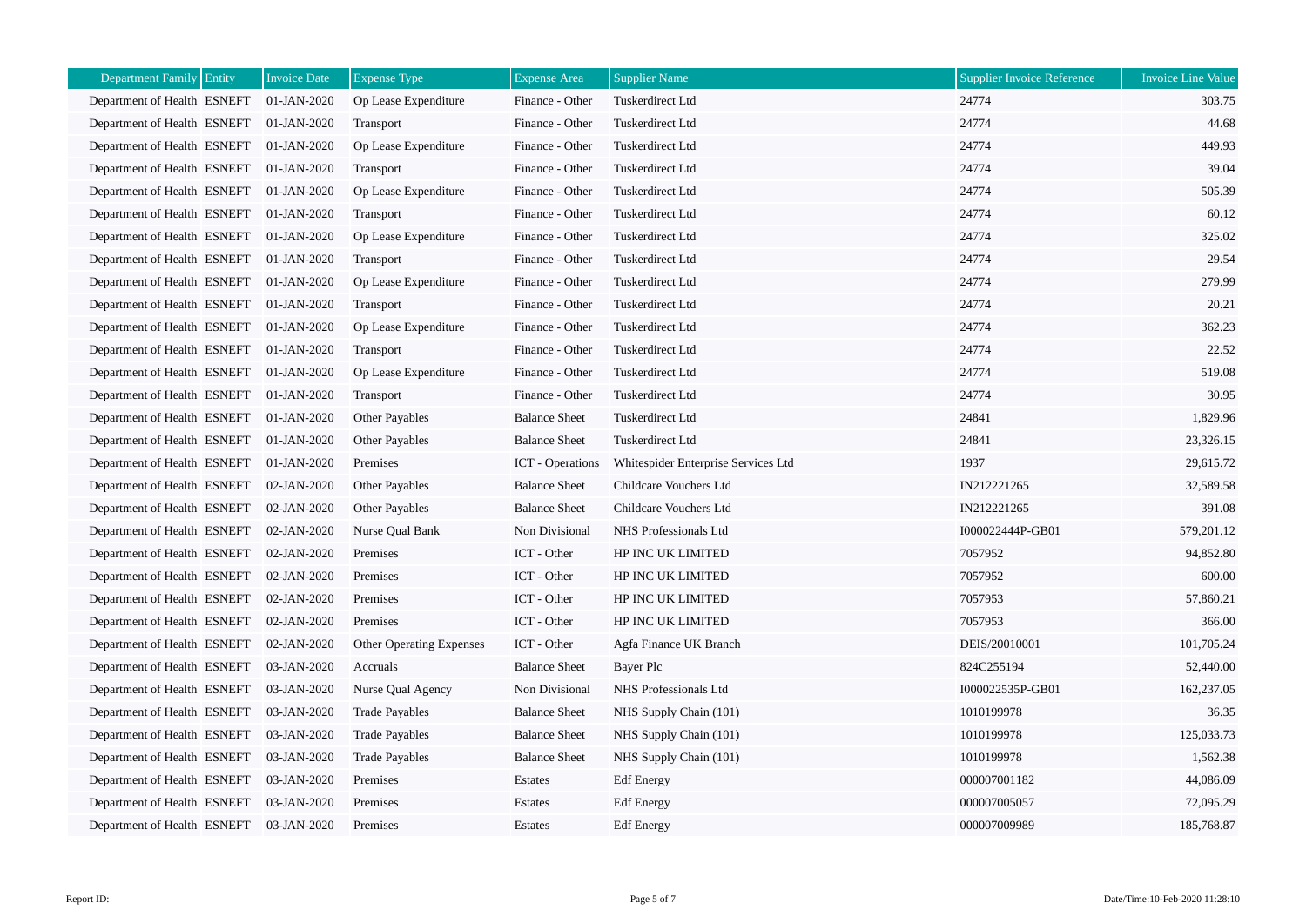| Department Family | Entity | Invoice Date | Expense Type | Expense Area | Supplier Name | Supplier Invoice Reference | Invoice Line Value |
|---|---|---|---|---|---|---|---|
| Department of Health | ESNEFT | 01-JAN-2020 | Op Lease Expenditure | Finance - Other | Tuskerdirect Ltd | 24774 | 303.75 |
| Department of Health | ESNEFT | 01-JAN-2020 | Transport | Finance - Other | Tuskerdirect Ltd | 24774 | 44.68 |
| Department of Health | ESNEFT | 01-JAN-2020 | Op Lease Expenditure | Finance - Other | Tuskerdirect Ltd | 24774 | 449.93 |
| Department of Health | ESNEFT | 01-JAN-2020 | Transport | Finance - Other | Tuskerdirect Ltd | 24774 | 39.04 |
| Department of Health | ESNEFT | 01-JAN-2020 | Op Lease Expenditure | Finance - Other | Tuskerdirect Ltd | 24774 | 505.39 |
| Department of Health | ESNEFT | 01-JAN-2020 | Transport | Finance - Other | Tuskerdirect Ltd | 24774 | 60.12 |
| Department of Health | ESNEFT | 01-JAN-2020 | Op Lease Expenditure | Finance - Other | Tuskerdirect Ltd | 24774 | 325.02 |
| Department of Health | ESNEFT | 01-JAN-2020 | Transport | Finance - Other | Tuskerdirect Ltd | 24774 | 29.54 |
| Department of Health | ESNEFT | 01-JAN-2020 | Op Lease Expenditure | Finance - Other | Tuskerdirect Ltd | 24774 | 279.99 |
| Department of Health | ESNEFT | 01-JAN-2020 | Transport | Finance - Other | Tuskerdirect Ltd | 24774 | 20.21 |
| Department of Health | ESNEFT | 01-JAN-2020 | Op Lease Expenditure | Finance - Other | Tuskerdirect Ltd | 24774 | 362.23 |
| Department of Health | ESNEFT | 01-JAN-2020 | Transport | Finance - Other | Tuskerdirect Ltd | 24774 | 22.52 |
| Department of Health | ESNEFT | 01-JAN-2020 | Op Lease Expenditure | Finance - Other | Tuskerdirect Ltd | 24774 | 519.08 |
| Department of Health | ESNEFT | 01-JAN-2020 | Transport | Finance - Other | Tuskerdirect Ltd | 24774 | 30.95 |
| Department of Health | ESNEFT | 01-JAN-2020 | Other Payables | Balance Sheet | Tuskerdirect Ltd | 24841 | 1,829.96 |
| Department of Health | ESNEFT | 01-JAN-2020 | Other Payables | Balance Sheet | Tuskerdirect Ltd | 24841 | 23,326.15 |
| Department of Health | ESNEFT | 01-JAN-2020 | Premises | ICT - Operations | Whitespider Enterprise Services Ltd | 1937 | 29,615.72 |
| Department of Health | ESNEFT | 02-JAN-2020 | Other Payables | Balance Sheet | Childcare Vouchers Ltd | IN212221265 | 32,589.58 |
| Department of Health | ESNEFT | 02-JAN-2020 | Other Payables | Balance Sheet | Childcare Vouchers Ltd | IN212221265 | 391.08 |
| Department of Health | ESNEFT | 02-JAN-2020 | Nurse Qual Bank | Non Divisional | NHS Professionals Ltd | I000022444P-GB01 | 579,201.12 |
| Department of Health | ESNEFT | 02-JAN-2020 | Premises | ICT - Other | HP INC UK LIMITED | 7057952 | 94,852.80 |
| Department of Health | ESNEFT | 02-JAN-2020 | Premises | ICT - Other | HP INC UK LIMITED | 7057952 | 600.00 |
| Department of Health | ESNEFT | 02-JAN-2020 | Premises | ICT - Other | HP INC UK LIMITED | 7057953 | 57,860.21 |
| Department of Health | ESNEFT | 02-JAN-2020 | Premises | ICT - Other | HP INC UK LIMITED | 7057953 | 366.00 |
| Department of Health | ESNEFT | 02-JAN-2020 | Other Operating Expenses | ICT - Other | Agfa Finance UK Branch | DEIS/20010001 | 101,705.24 |
| Department of Health | ESNEFT | 03-JAN-2020 | Accruals | Balance Sheet | Bayer Plc | 824C255194 | 52,440.00 |
| Department of Health | ESNEFT | 03-JAN-2020 | Nurse Qual Agency | Non Divisional | NHS Professionals Ltd | I000022535P-GB01 | 162,237.05 |
| Department of Health | ESNEFT | 03-JAN-2020 | Trade Payables | Balance Sheet | NHS Supply Chain (101) | 1010199978 | 36.35 |
| Department of Health | ESNEFT | 03-JAN-2020 | Trade Payables | Balance Sheet | NHS Supply Chain (101) | 1010199978 | 125,033.73 |
| Department of Health | ESNEFT | 03-JAN-2020 | Trade Payables | Balance Sheet | NHS Supply Chain (101) | 1010199978 | 1,562.38 |
| Department of Health | ESNEFT | 03-JAN-2020 | Premises | Estates | Edf Energy | 000007001182 | 44,086.09 |
| Department of Health | ESNEFT | 03-JAN-2020 | Premises | Estates | Edf Energy | 000007005057 | 72,095.29 |
| Department of Health | ESNEFT | 03-JAN-2020 | Premises | Estates | Edf Energy | 000007009989 | 185,768.87 |

Report ID:

Date/Time:10-Feb-2020 11:28:10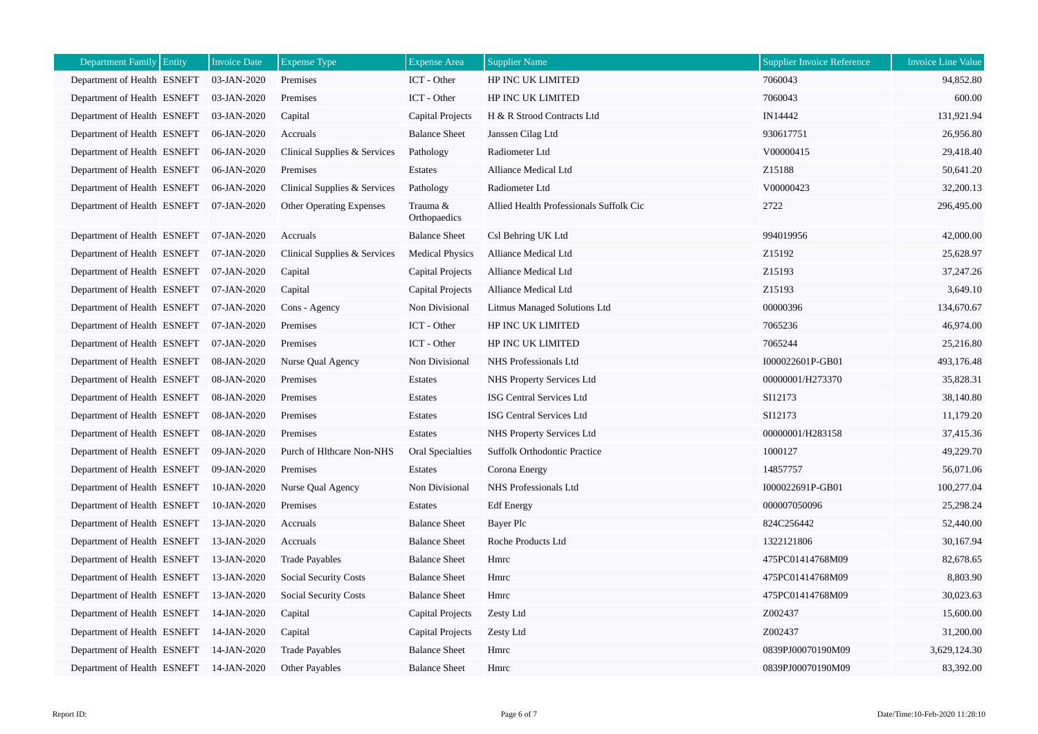| Department Family | Entity | Invoice Date | Expense Type | Expense Area | Supplier Name | Supplier Invoice Reference | Invoice Line Value |
|---|---|---|---|---|---|---|---|
| Department of Health | ESNEFT | 03-JAN-2020 | Premises | ICT - Other | HP INC UK LIMITED | 7060043 | 94,852.80 |
| Department of Health | ESNEFT | 03-JAN-2020 | Premises | ICT - Other | HP INC UK LIMITED | 7060043 | 600.00 |
| Department of Health | ESNEFT | 03-JAN-2020 | Capital | Capital Projects | H & R Strood Contracts Ltd | IN14442 | 131,921.94 |
| Department of Health | ESNEFT | 06-JAN-2020 | Accruals | Balance Sheet | Janssen Cilag Ltd | 930617751 | 26,956.80 |
| Department of Health | ESNEFT | 06-JAN-2020 | Clinical Supplies & Services | Pathology | Radiometer Ltd | V00000415 | 29,418.40 |
| Department of Health | ESNEFT | 06-JAN-2020 | Premises | Estates | Alliance Medical Ltd | Z15188 | 50,641.20 |
| Department of Health | ESNEFT | 06-JAN-2020 | Clinical Supplies & Services | Pathology | Radiometer Ltd | V00000423 | 32,200.13 |
| Department of Health | ESNEFT | 07-JAN-2020 | Other Operating Expenses | Trauma & Orthopaedics | Allied Health Professionals Suffolk Cic | 2722 | 296,495.00 |
| Department of Health | ESNEFT | 07-JAN-2020 | Accruals | Balance Sheet | Csl Behring UK Ltd | 994019956 | 42,000.00 |
| Department of Health | ESNEFT | 07-JAN-2020 | Clinical Supplies & Services | Medical Physics | Alliance Medical Ltd | Z15192 | 25,628.97 |
| Department of Health | ESNEFT | 07-JAN-2020 | Capital | Capital Projects | Alliance Medical Ltd | Z15193 | 37,247.26 |
| Department of Health | ESNEFT | 07-JAN-2020 | Capital | Capital Projects | Alliance Medical Ltd | Z15193 | 3,649.10 |
| Department of Health | ESNEFT | 07-JAN-2020 | Cons - Agency | Non Divisional | Litmus Managed Solutions Ltd | 00000396 | 134,670.67 |
| Department of Health | ESNEFT | 07-JAN-2020 | Premises | ICT - Other | HP INC UK LIMITED | 7065236 | 46,974.00 |
| Department of Health | ESNEFT | 07-JAN-2020 | Premises | ICT - Other | HP INC UK LIMITED | 7065244 | 25,216.80 |
| Department of Health | ESNEFT | 08-JAN-2020 | Nurse Qual Agency | Non Divisional | NHS Professionals Ltd | I000022601P-GB01 | 493,176.48 |
| Department of Health | ESNEFT | 08-JAN-2020 | Premises | Estates | NHS Property Services Ltd | 00000001/H273370 | 35,828.31 |
| Department of Health | ESNEFT | 08-JAN-2020 | Premises | Estates | ISG Central Services Ltd | SI12173 | 38,140.80 |
| Department of Health | ESNEFT | 08-JAN-2020 | Premises | Estates | ISG Central Services Ltd | SI12173 | 11,179.20 |
| Department of Health | ESNEFT | 08-JAN-2020 | Premises | Estates | NHS Property Services Ltd | 00000001/H283158 | 37,415.36 |
| Department of Health | ESNEFT | 09-JAN-2020 | Purch of Hlthcare Non-NHS | Oral Specialties | Suffolk Orthodontic Practice | 1000127 | 49,229.70 |
| Department of Health | ESNEFT | 09-JAN-2020 | Premises | Estates | Corona Energy | 14857757 | 56,071.06 |
| Department of Health | ESNEFT | 10-JAN-2020 | Nurse Qual Agency | Non Divisional | NHS Professionals Ltd | I000022691P-GB01 | 100,277.04 |
| Department of Health | ESNEFT | 10-JAN-2020 | Premises | Estates | Edf Energy | 000007050096 | 25,298.24 |
| Department of Health | ESNEFT | 13-JAN-2020 | Accruals | Balance Sheet | Bayer Plc | 824C256442 | 52,440.00 |
| Department of Health | ESNEFT | 13-JAN-2020 | Accruals | Balance Sheet | Roche Products Ltd | 1322121806 | 30,167.94 |
| Department of Health | ESNEFT | 13-JAN-2020 | Trade Payables | Balance Sheet | Hmrc | 475PC01414768M09 | 82,678.65 |
| Department of Health | ESNEFT | 13-JAN-2020 | Social Security Costs | Balance Sheet | Hmrc | 475PC01414768M09 | 8,803.90 |
| Department of Health | ESNEFT | 13-JAN-2020 | Social Security Costs | Balance Sheet | Hmrc | 475PC01414768M09 | 30,023.63 |
| Department of Health | ESNEFT | 14-JAN-2020 | Capital | Capital Projects | Zesty Ltd | Z002437 | 15,600.00 |
| Department of Health | ESNEFT | 14-JAN-2020 | Capital | Capital Projects | Zesty Ltd | Z002437 | 31,200.00 |
| Department of Health | ESNEFT | 14-JAN-2020 | Trade Payables | Balance Sheet | Hmrc | 0839PJ00070190M09 | 3,629,124.30 |
| Department of Health | ESNEFT | 14-JAN-2020 | Other Payables | Balance Sheet | Hmrc | 0839PJ00070190M09 | 83,392.00 |

Report ID: Date/Time:10-Feb-2020 11:28:10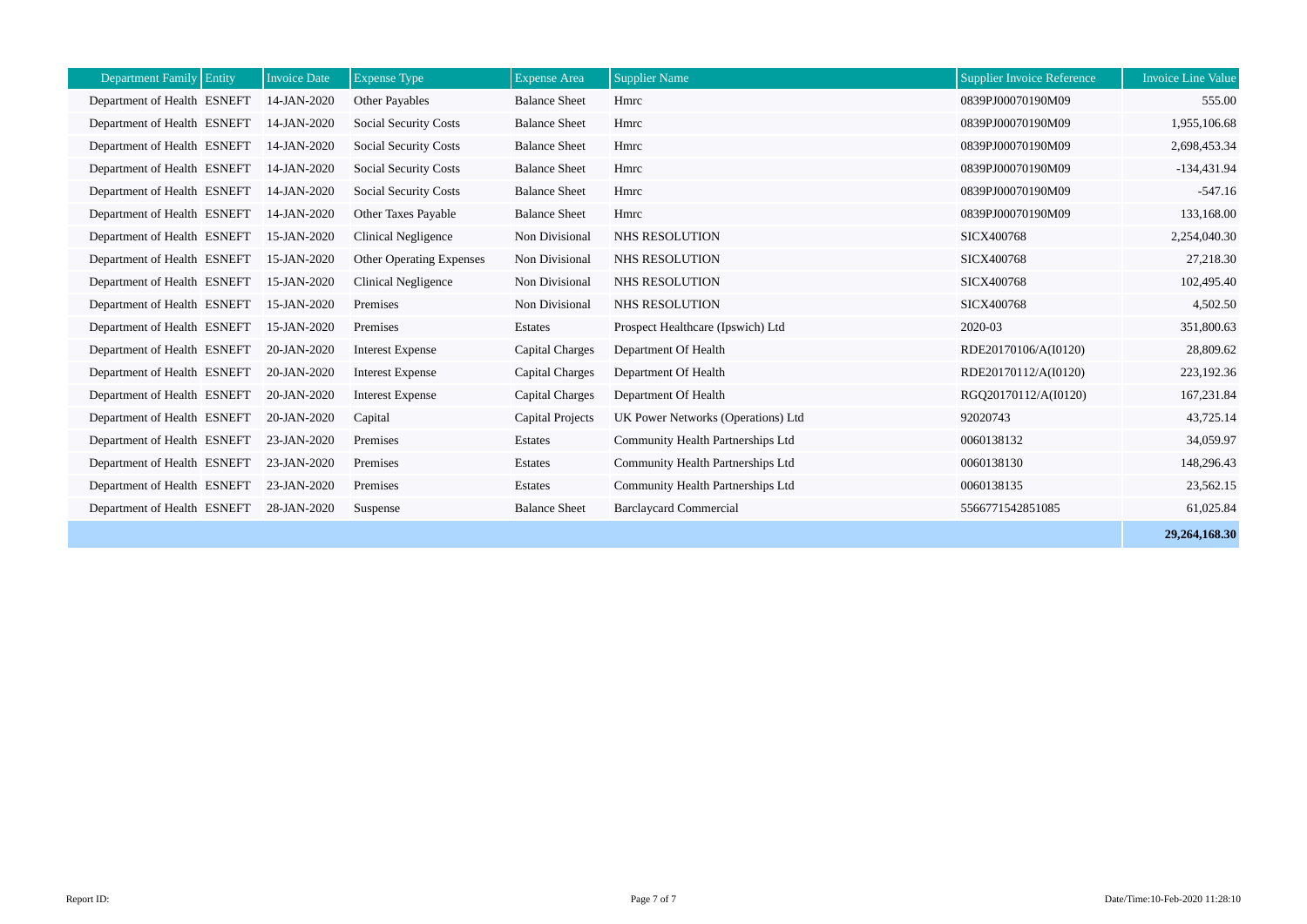| Department Family | Entity | Invoice Date | Expense Type | Expense Area | Supplier Name | Supplier Invoice Reference | Invoice Line Value |
|---|---|---|---|---|---|---|---|
| Department of Health | ESNEFT | 14-JAN-2020 | Other Payables | Balance Sheet | Hmrc | 0839PJ00070190M09 | 555.00 |
| Department of Health | ESNEFT | 14-JAN-2020 | Social Security Costs | Balance Sheet | Hmrc | 0839PJ00070190M09 | 1,955,106.68 |
| Department of Health | ESNEFT | 14-JAN-2020 | Social Security Costs | Balance Sheet | Hmrc | 0839PJ00070190M09 | 2,698,453.34 |
| Department of Health | ESNEFT | 14-JAN-2020 | Social Security Costs | Balance Sheet | Hmrc | 0839PJ00070190M09 | -134,431.94 |
| Department of Health | ESNEFT | 14-JAN-2020 | Social Security Costs | Balance Sheet | Hmrc | 0839PJ00070190M09 | -547.16 |
| Department of Health | ESNEFT | 14-JAN-2020 | Other Taxes Payable | Balance Sheet | Hmrc | 0839PJ00070190M09 | 133,168.00 |
| Department of Health | ESNEFT | 15-JAN-2020 | Clinical Negligence | Non Divisional | NHS RESOLUTION | SICX400768 | 2,254,040.30 |
| Department of Health | ESNEFT | 15-JAN-2020 | Other Operating Expenses | Non Divisional | NHS RESOLUTION | SICX400768 | 27,218.30 |
| Department of Health | ESNEFT | 15-JAN-2020 | Clinical Negligence | Non Divisional | NHS RESOLUTION | SICX400768 | 102,495.40 |
| Department of Health | ESNEFT | 15-JAN-2020 | Premises | Non Divisional | NHS RESOLUTION | SICX400768 | 4,502.50 |
| Department of Health | ESNEFT | 15-JAN-2020 | Premises | Estates | Prospect Healthcare (Ipswich) Ltd | 2020-03 | 351,800.63 |
| Department of Health | ESNEFT | 20-JAN-2020 | Interest Expense | Capital Charges | Department Of Health | RDE20170106/A(I0120) | 28,809.62 |
| Department of Health | ESNEFT | 20-JAN-2020 | Interest Expense | Capital Charges | Department Of Health | RDE20170112/A(I0120) | 223,192.36 |
| Department of Health | ESNEFT | 20-JAN-2020 | Interest Expense | Capital Charges | Department Of Health | RGQ20170112/A(I0120) | 167,231.84 |
| Department of Health | ESNEFT | 20-JAN-2020 | Capital | Capital Projects | UK Power Networks (Operations) Ltd | 92020743 | 43,725.14 |
| Department of Health | ESNEFT | 23-JAN-2020 | Premises | Estates | Community Health Partnerships Ltd | 0060138132 | 34,059.97 |
| Department of Health | ESNEFT | 23-JAN-2020 | Premises | Estates | Community Health Partnerships Ltd | 0060138130 | 148,296.43 |
| Department of Health | ESNEFT | 23-JAN-2020 | Premises | Estates | Community Health Partnerships Ltd | 0060138135 | 23,562.15 |
| Department of Health | ESNEFT | 28-JAN-2020 | Suspense | Balance Sheet | Barclaycard Commercial | 5566771542851085 | 61,025.84 |
| | | | | | | | **29,264,168.30** |

Report ID:

Date/Time:10-Feb-2020 11:28:10